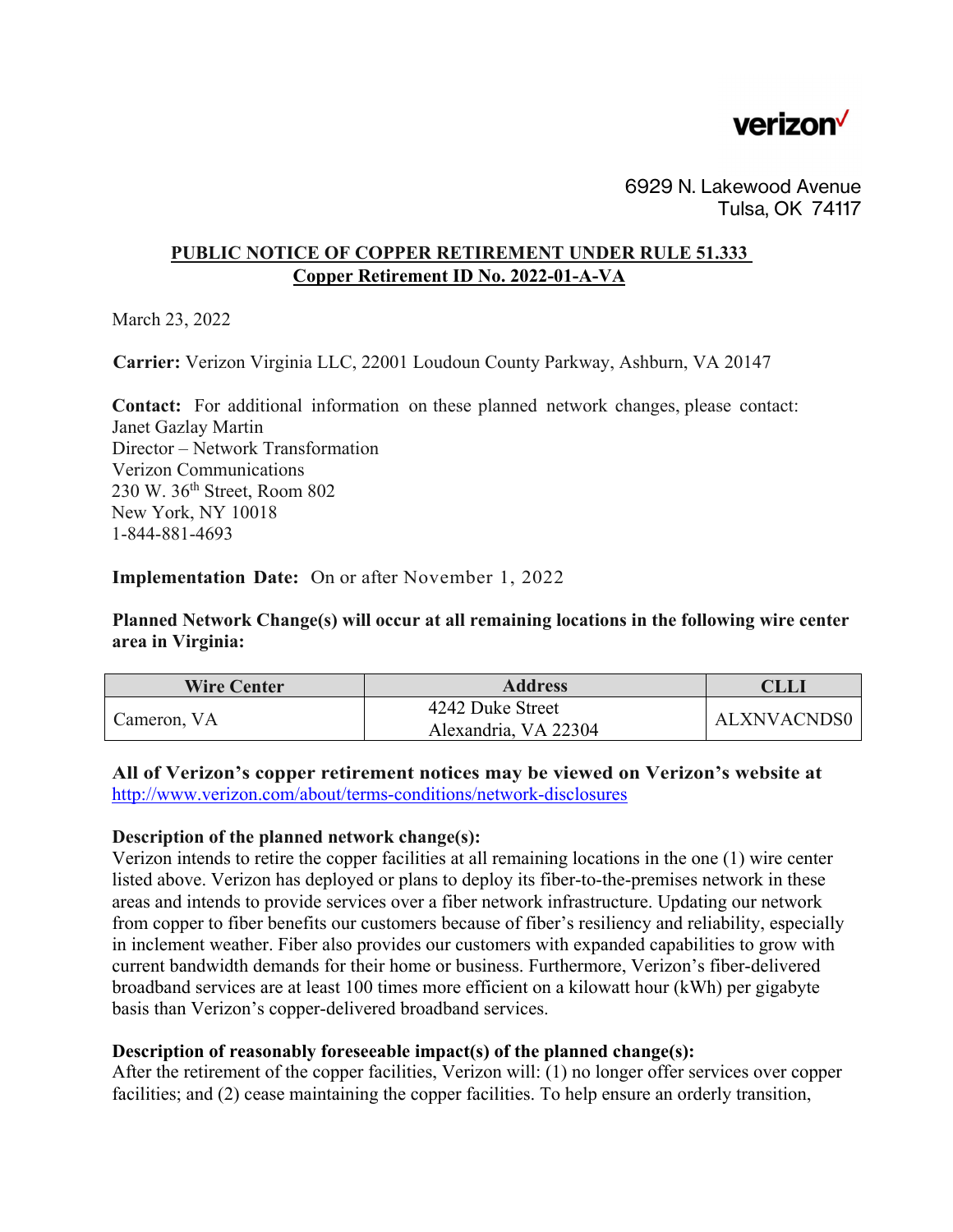verizon✓

6929 N. Lakewood Avenue
Tulsa, OK 74117

## PUBLIC NOTICE OF COPPER RETIREMENT UNDER RULE 51.333
## Copper Retirement ID No. 2022-01-A-VA

March 23, 2022

**Carrier:** Verizon Virginia LLC, 22001 Loudoun County Parkway, Ashburn, VA 20147

**Contact:** For additional information on these planned network changes, please contact:
Janet Gazlay Martin
Director – Network Transformation
Verizon Communications
230 W. 36th Street, Room 802
New York, NY 10018
1-844-881-4693

**Implementation Date:** On or after November 1, 2022

**Planned Network Change(s) will occur at all remaining locations in the following wire center area in Virginia:**

| Wire Center | Address | CLLI |
|---|---|---|
| Cameron, VA | 4242 Duke Street<br>Alexandria, VA 22304 | ALXNVACNDS0 |

**All of Verizon's copper retirement notices may be viewed on Verizon's website at** http://www.verizon.com/about/terms-conditions/network-disclosures

**Description of the planned network change(s):**
Verizon intends to retire the copper facilities at all remaining locations in the one (1) wire center listed above. Verizon has deployed or plans to deploy its fiber-to-the-premises network in these areas and intends to provide services over a fiber network infrastructure. Updating our network from copper to fiber benefits our customers because of fiber's resiliency and reliability, especially in inclement weather. Fiber also provides our customers with expanded capabilities to grow with current bandwidth demands for their home or business. Furthermore, Verizon's fiber-delivered broadband services are at least 100 times more efficient on a kilowatt hour (kWh) per gigabyte basis than Verizon's copper-delivered broadband services.

**Description of reasonably foreseeable impact(s) of the planned change(s):**
After the retirement of the copper facilities, Verizon will: (1) no longer offer services over copper facilities; and (2) cease maintaining the copper facilities. To help ensure an orderly transition,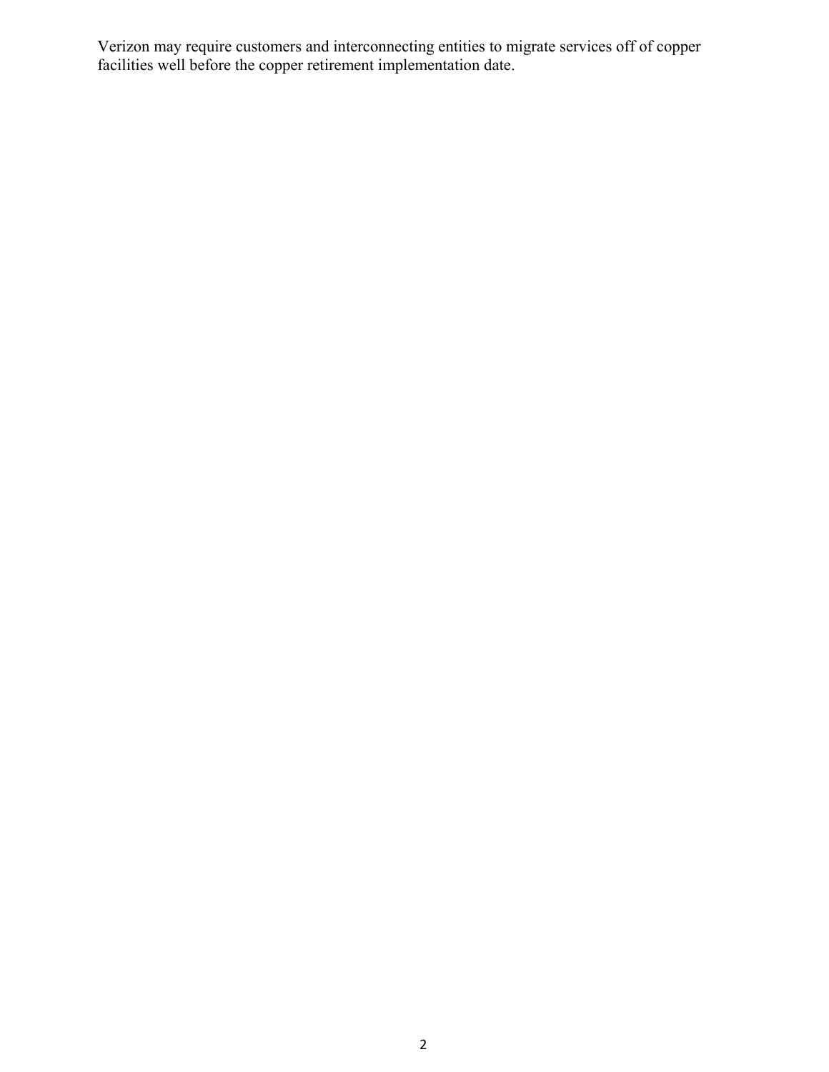Verizon may require customers and interconnecting entities to migrate services off of copper facilities well before the copper retirement implementation date.